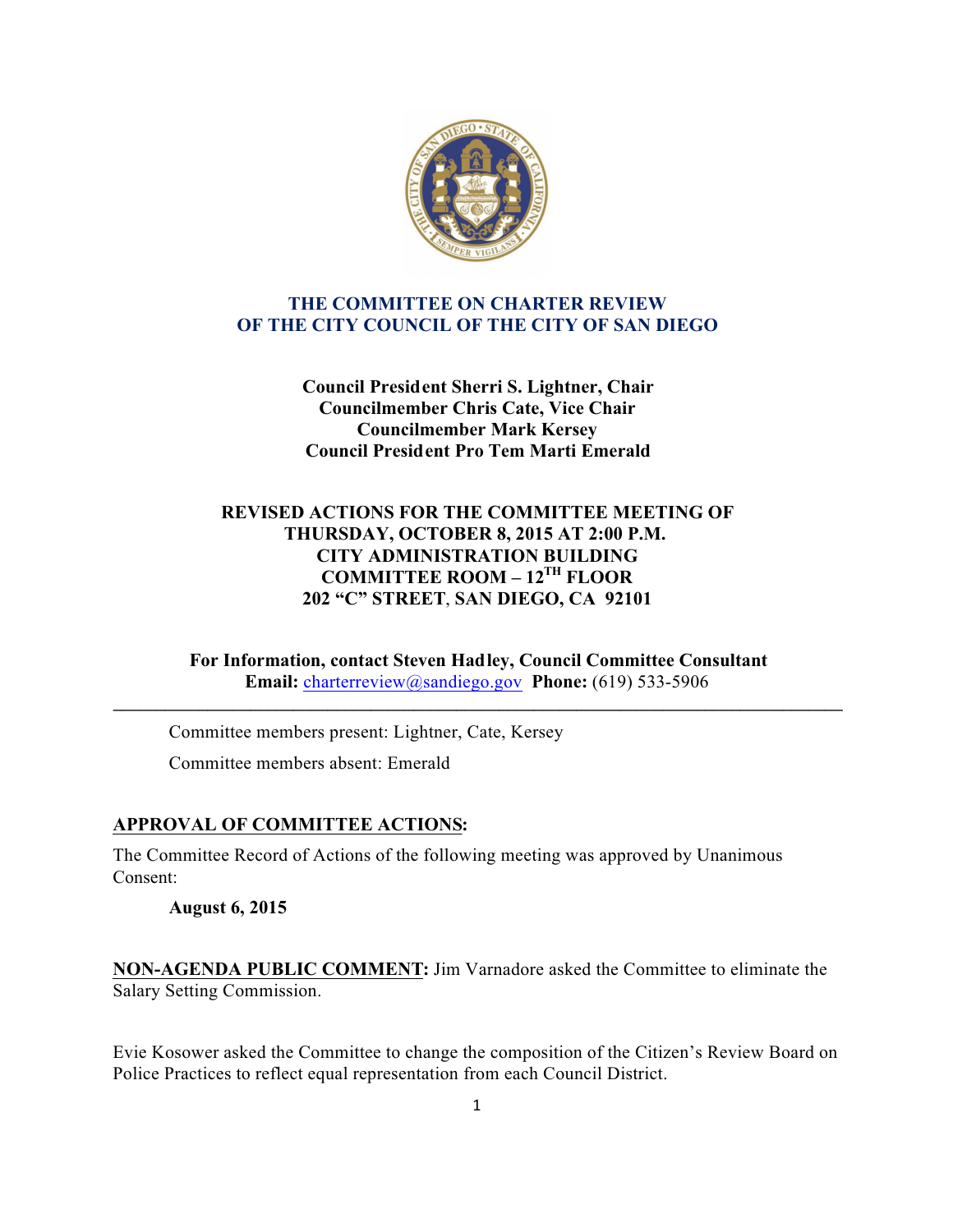# THE COMMITTEE ON CHARTER REVIEW
# OF THE CITY COUNCIL OF THE CITY OF SAN DIEGO

**Council President Sherri S. Lightner, Chair**
**Councilmember Chris Cate, Vice Chair**
**Councilmember Mark Kersey**
**Council President Pro Tem Marti Emerald**

**REVISED ACTIONS FOR THE COMMITTEE MEETING OF**
**THURSDAY, OCTOBER 8, 2015 AT 2:00 P.M.**
**CITY ADMINISTRATION BUILDING**
**COMMITTEE ROOM – 12TH FLOOR**
**202 "C" STREET, SAN DIEGO, CA 92101**

**For Information, contact Steven Hadley, Council Committee Consultant**
**Email:** charterreview@sandiego.gov **Phone:** (619) 533-5906

---

Committee members present: Lightner, Cate, Kersey

Committee members absent: Emerald

**APPROVAL OF COMMITTEE ACTIONS:**

The Committee Record of Actions of the following meeting was approved by Unanimous Consent:

**August 6, 2015**

**NON-AGENDA PUBLIC COMMENT:** Jim Varnadore asked the Committee to eliminate the Salary Setting Commission.

Evie Kosower asked the Committee to change the composition of the Citizen's Review Board on Police Practices to reflect equal representation from each Council District.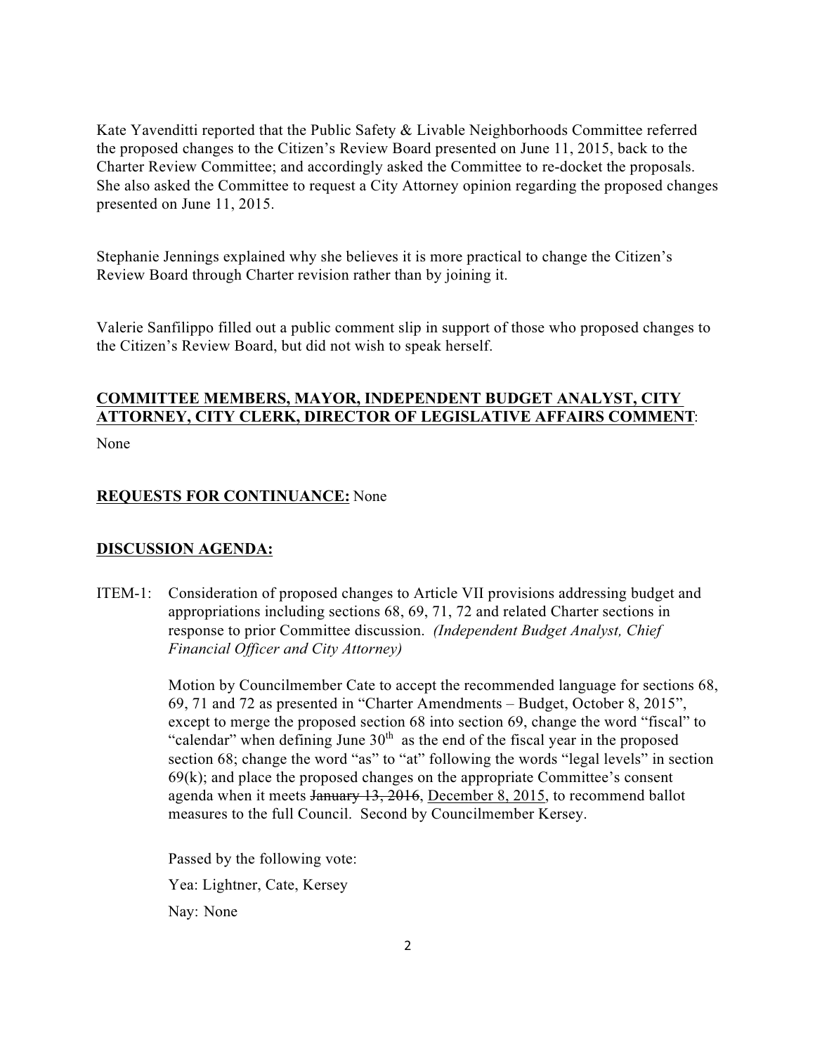Kate Yavenditti reported that the Public Safety & Livable Neighborhoods Committee referred the proposed changes to the Citizen's Review Board presented on June 11, 2015, back to the Charter Review Committee; and accordingly asked the Committee to re-docket the proposals. She also asked the Committee to request a City Attorney opinion regarding the proposed changes presented on June 11, 2015.

Stephanie Jennings explained why she believes it is more practical to change the Citizen's Review Board through Charter revision rather than by joining it.

Valerie Sanfilippo filled out a public comment slip in support of those who proposed changes to the Citizen's Review Board, but did not wish to speak herself.

**COMMITTEE MEMBERS, MAYOR, INDEPENDENT BUDGET ANALYST, CITY ATTORNEY, CITY CLERK, DIRECTOR OF LEGISLATIVE AFFAIRS COMMENT**:

None

**REQUESTS FOR CONTINUANCE:** None

**DISCUSSION AGENDA:**

ITEM-1: Consideration of proposed changes to Article VII provisions addressing budget and appropriations including sections 68, 69, 71, 72 and related Charter sections in response to prior Committee discussion. *(Independent Budget Analyst, Chief Financial Officer and City Attorney)*

Motion by Councilmember Cate to accept the recommended language for sections 68, 69, 71 and 72 as presented in "Charter Amendments – Budget, October 8, 2015", except to merge the proposed section 68 into section 69, change the word "fiscal" to "calendar" when defining June 30th as the end of the fiscal year in the proposed section 68; change the word "as" to "at" following the words "legal levels" in section 69(k); and place the proposed changes on the appropriate Committee's consent agenda when it meets ~~January 13, 2016~~, December 8, 2015, to recommend ballot measures to the full Council. Second by Councilmember Kersey.

Passed by the following vote:

Yea: Lightner, Cate, Kersey

Nay: None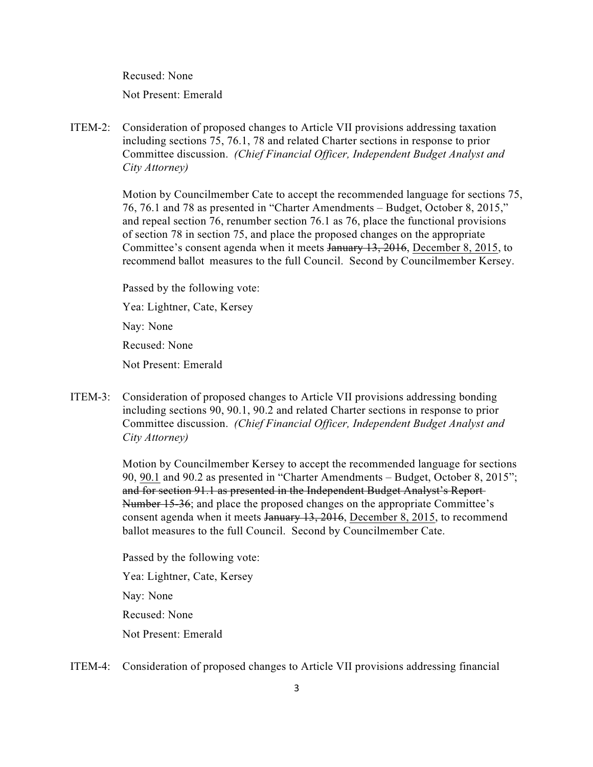Recused: None

Not Present: Emerald

ITEM-2: Consideration of proposed changes to Article VII provisions addressing taxation including sections 75, 76.1, 78 and related Charter sections in response to prior Committee discussion. *(Chief Financial Officer, Independent Budget Analyst and City Attorney)*

Motion by Councilmember Cate to accept the recommended language for sections 75, 76, 76.1 and 78 as presented in "Charter Amendments – Budget, October 8, 2015," and repeal section 76, renumber section 76.1 as 76, place the functional provisions of section 78 in section 75, and place the proposed changes on the appropriate Committee's consent agenda when it meets ~~January 13, 2016~~, <u>December 8, 2015</u>, to recommend ballot measures to the full Council. Second by Councilmember Kersey.

Passed by the following vote:

Yea: Lightner, Cate, Kersey

Nay: None

Recused: None

Not Present: Emerald

ITEM-3: Consideration of proposed changes to Article VII provisions addressing bonding including sections 90, 90.1, 90.2 and related Charter sections in response to prior Committee discussion. *(Chief Financial Officer, Independent Budget Analyst and City Attorney)*

Motion by Councilmember Kersey to accept the recommended language for sections 90, <u>90.1</u> and 90.2 as presented in "Charter Amendments – Budget, October 8, 2015"; ~~and for section 91.1 as presented in the Independent Budget Analyst's Report Number 15-36~~; and place the proposed changes on the appropriate Committee's consent agenda when it meets ~~January 13, 2016~~, <u>December 8, 2015</u>, to recommend ballot measures to the full Council. Second by Councilmember Cate.

Passed by the following vote:

Yea: Lightner, Cate, Kersey

Nay: None

Recused: None

Not Present: Emerald

ITEM-4: Consideration of proposed changes to Article VII provisions addressing financial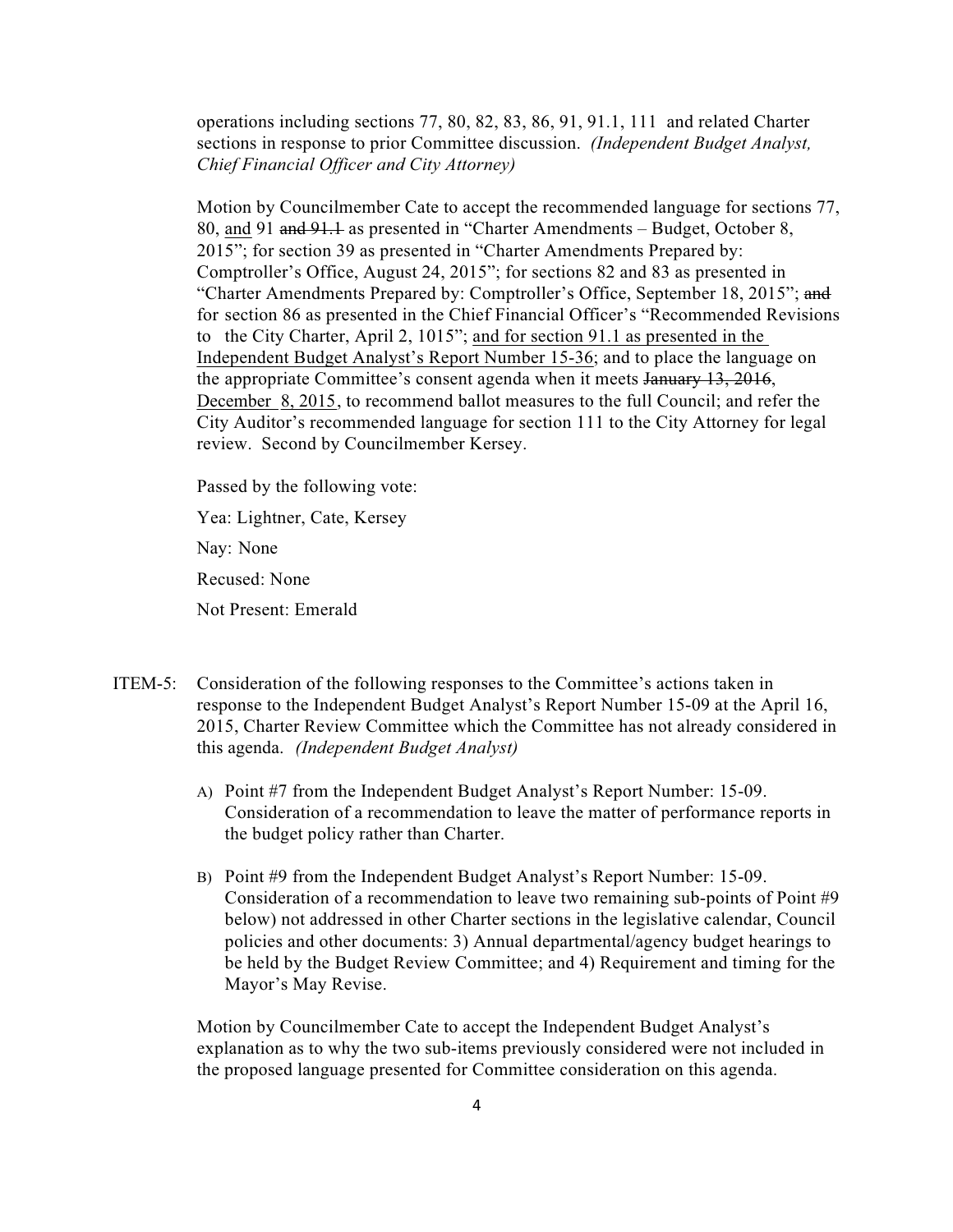operations including sections 77, 80, 82, 83, 86, 91, 91.1, 111 and related Charter sections in response to prior Committee discussion. *(Independent Budget Analyst, Chief Financial Officer and City Attorney)*

Motion by Councilmember Cate to accept the recommended language for sections 77, 80, <u>and</u> 91 ~~and 91.1~~ as presented in "Charter Amendments – Budget, October 8, 2015"; for section 39 as presented in "Charter Amendments Prepared by: Comptroller's Office, August 24, 2015"; for sections 82 and 83 as presented in "Charter Amendments Prepared by: Comptroller's Office, September 18, 2015"; ~~and~~ for section 86 as presented in the Chief Financial Officer's "Recommended Revisions to the City Charter, April 2, 1015"; <u>and for section 91.1 as presented in the Independent Budget Analyst's Report Number 15-36</u>; and to place the language on the appropriate Committee's consent agenda when it meets ~~January 13, 2016~~, <u>December 8, 2015</u>, to recommend ballot measures to the full Council; and refer the City Auditor's recommended language for section 111 to the City Attorney for legal review. Second by Councilmember Kersey.

Passed by the following vote:

Yea: Lightner, Cate, Kersey

Nay: None

Recused: None

Not Present: Emerald

ITEM-5: Consideration of the following responses to the Committee's actions taken in response to the Independent Budget Analyst's Report Number 15-09 at the April 16, 2015, Charter Review Committee which the Committee has not already considered in this agenda. *(Independent Budget Analyst)*

A) Point #7 from the Independent Budget Analyst's Report Number: 15-09. Consideration of a recommendation to leave the matter of performance reports in the budget policy rather than Charter.

B) Point #9 from the Independent Budget Analyst's Report Number: 15-09. Consideration of a recommendation to leave two remaining sub-points of Point #9 below) not addressed in other Charter sections in the legislative calendar, Council policies and other documents: 3) Annual departmental/agency budget hearings to be held by the Budget Review Committee; and 4) Requirement and timing for the Mayor's May Revise.

Motion by Councilmember Cate to accept the Independent Budget Analyst's explanation as to why the two sub-items previously considered were not included in the proposed language presented for Committee consideration on this agenda.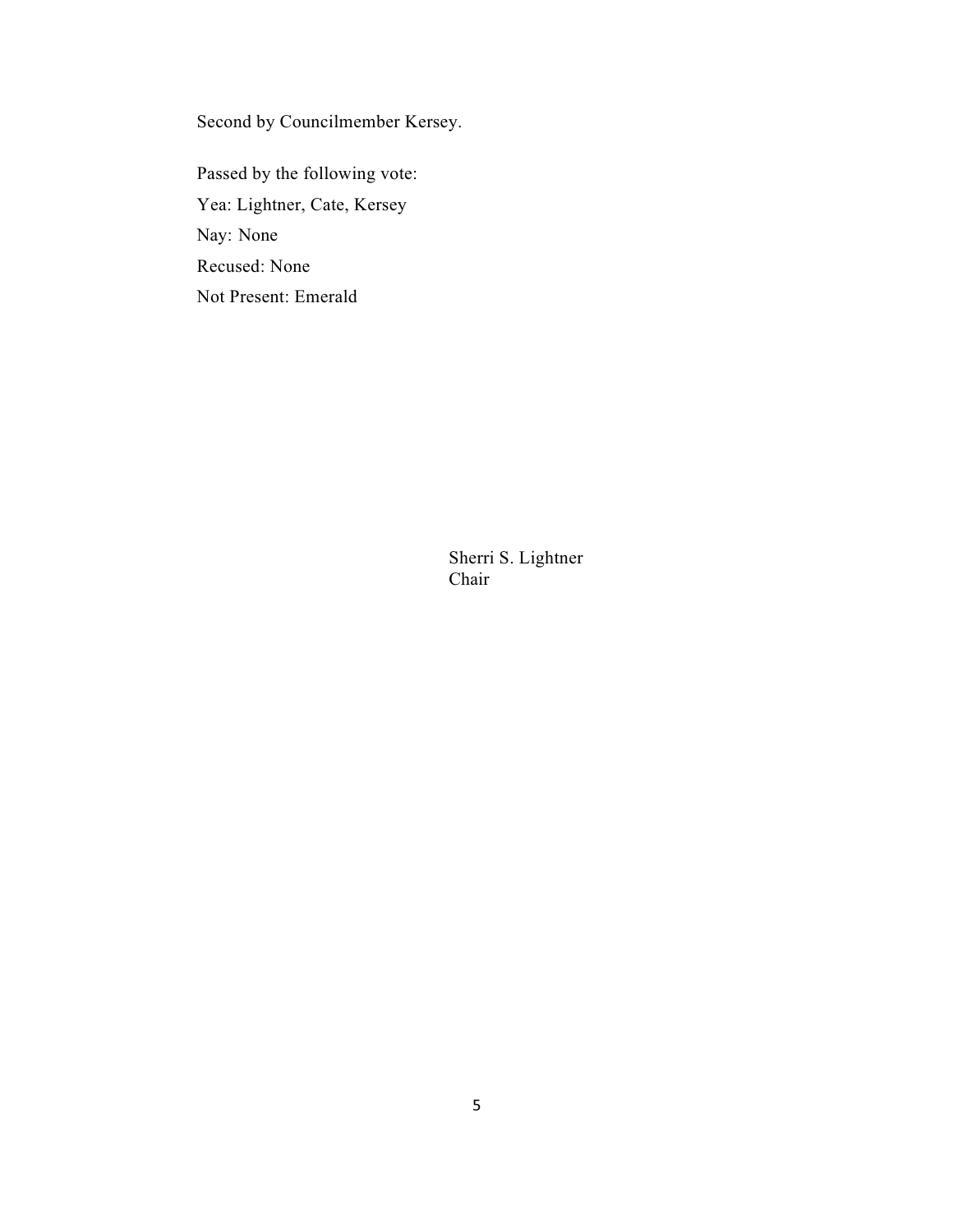Second by Councilmember Kersey.

Passed by the following vote:

Yea: Lightner, Cate, Kersey

Nay: None

Recused: None

Not Present: Emerald

Sherri S. Lightner
Chair